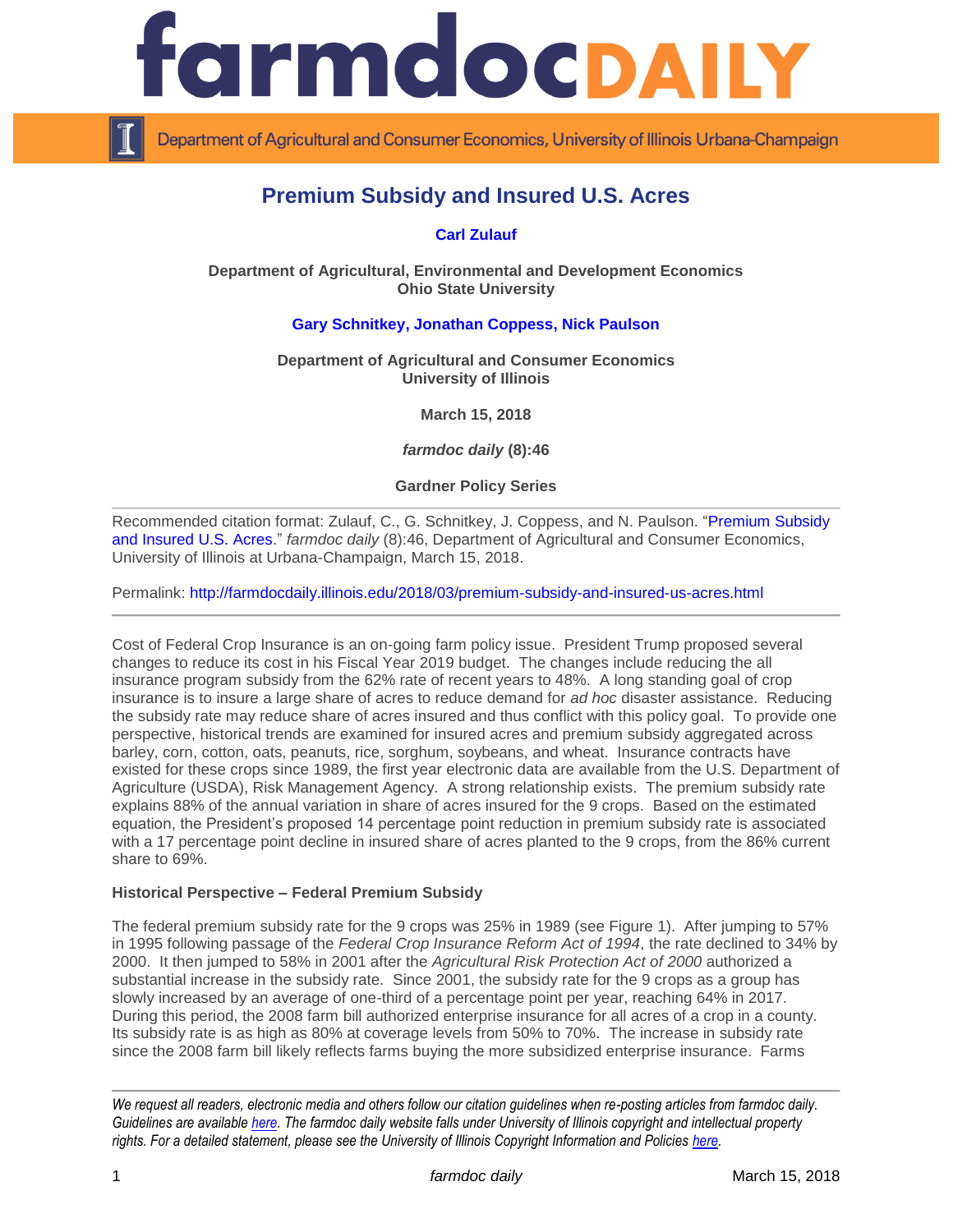# Premium Subsidy and Insured U.S. Acres

**Carl Zulauf**

**Department of Agricultural, Environmental and Development Economics**
**Ohio State University**

**Gary Schnitkey, Jonathan Coppess, Nick Paulson**

**Department of Agricultural and Consumer Economics**
**University of Illinois**

**March 15, 2018**

***farmdoc daily* (8):46**

**Gardner Policy Series**

---

Recommended citation format: Zulauf, C., G. Schnitkey, J. Coppess, and N. Paulson. "Premium Subsidy and Insured U.S. Acres." *farmdoc daily* (8):46, Department of Agricultural and Consumer Economics, University of Illinois at Urbana-Champaign, March 15, 2018.

Permalink: http://farmdocdaily.illinois.edu/2018/03/premium-subsidy-and-insured-us-acres.html

---

Cost of Federal Crop Insurance is an on-going farm policy issue. President Trump proposed several changes to reduce its cost in his Fiscal Year 2019 budget. The changes include reducing the all insurance program subsidy from the 62% rate of recent years to 48%. A long standing goal of crop insurance is to insure a large share of acres to reduce demand for *ad hoc* disaster assistance. Reducing the subsidy rate may reduce share of acres insured and thus conflict with this policy goal. To provide one perspective, historical trends are examined for insured acres and premium subsidy aggregated across barley, corn, cotton, oats, peanuts, rice, sorghum, soybeans, and wheat. Insurance contracts have existed for these crops since 1989, the first year electronic data are available from the U.S. Department of Agriculture (USDA), Risk Management Agency. A strong relationship exists. The premium subsidy rate explains 88% of the annual variation in share of acres insured for the 9 crops. Based on the estimated equation, the President's proposed 14 percentage point reduction in premium subsidy rate is associated with a 17 percentage point decline in insured share of acres planted to the 9 crops, from the 86% current share to 69%.

**Historical Perspective – Federal Premium Subsidy**

The federal premium subsidy rate for the 9 crops was 25% in 1989 (see Figure 1). After jumping to 57% in 1995 following passage of the *Federal Crop Insurance Reform Act of 1994*, the rate declined to 34% by 2000. It then jumped to 58% in 2001 after the *Agricultural Risk Protection Act of 2000* authorized a substantial increase in the subsidy rate. Since 2001, the subsidy rate for the 9 crops as a group has slowly increased by an average of one-third of a percentage point per year, reaching 64% in 2017. During this period, the 2008 farm bill authorized enterprise insurance for all acres of a crop in a county. Its subsidy rate is as high as 80% at coverage levels from 50% to 70%. The increase in subsidy rate since the 2008 farm bill likely reflects farms buying the more subsidized enterprise insurance. Farms

---

*We request all readers, electronic media and others follow our citation guidelines when re-posting articles from farmdoc daily. Guidelines are available here. The farmdoc daily website falls under University of Illinois copyright and intellectual property rights. For a detailed statement, please see the University of Illinois Copyright Information and Policies here.*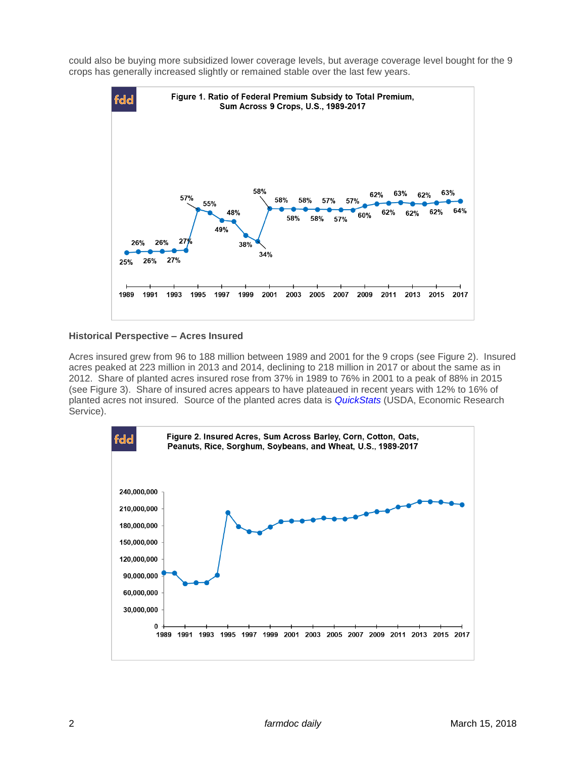could also be buying more subsidized lower coverage levels, but average coverage level bought for the 9 crops has generally increased slightly or remained stable over the last few years.

Figure 1. Ratio of Federal Premium Subsidy to Total Premium, Sum Across 9 Crops, U.S., 1989-2017

## Historical Perspective – Acres Insured

Acres insured grew from 96 to 188 million between 1989 and 2001 for the 9 crops (see Figure 2). Insured acres peaked at 223 million in 2013 and 2014, declining to 218 million in 2017 or about the same as in 2012. Share of planted acres insured rose from 37% in 1989 to 76% in 2001 to a peak of 88% in 2015 (see Figure 3). Share of insured acres appears to have plateaued in recent years with 12% to 16% of planted acres not insured. Source of the planted acres data is *QuickStats* (USDA, Economic Research Service).

Figure 2. Insured Acres, Sum Across Barley, Corn, Cotton, Oats, Peanuts, Rice, Sorghum, Soybeans, and Wheat, U.S., 1989-2017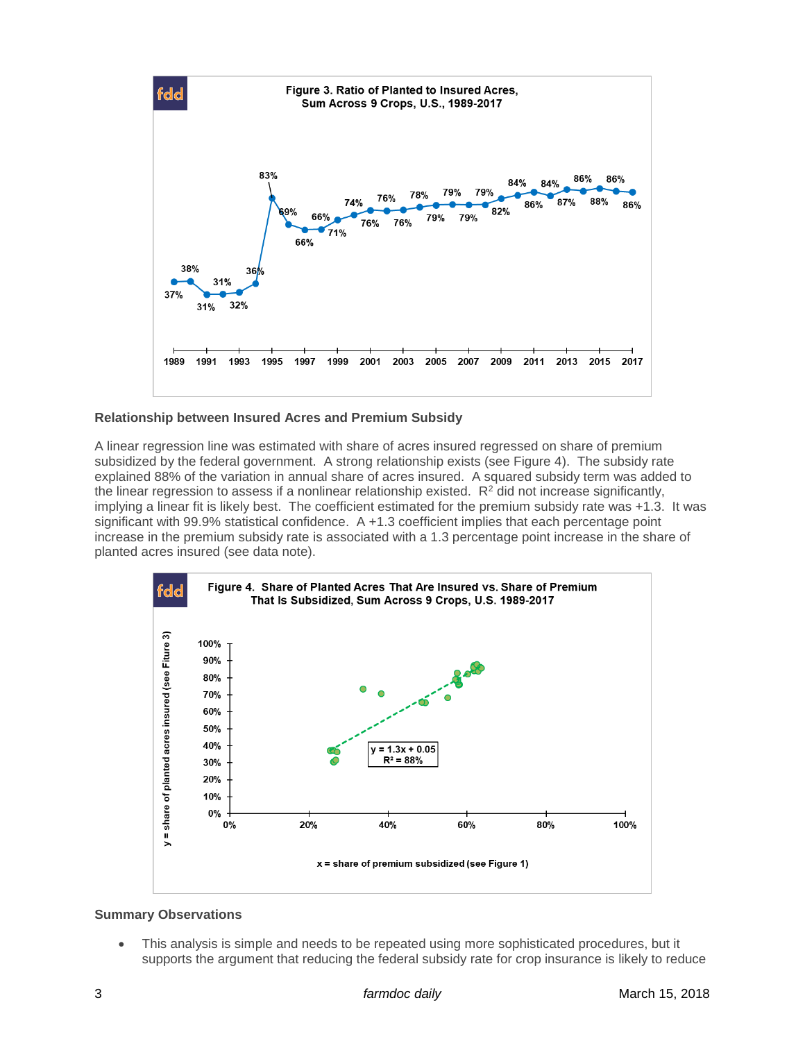**Figure 3. Ratio of Planted to Insured Acres, Sum Across 9 Crops, U.S., 1989-2017**

## Relationship between Insured Acres and Premium Subsidy

A linear regression line was estimated with share of acres insured regressed on share of premium subsidized by the federal government. A strong relationship exists (see Figure 4). The subsidy rate explained 88% of the variation in annual share of acres insured. A squared subsidy term was added to the linear regression to assess if a nonlinear relationship existed. $R^2$ did not increase significantly, implying a linear fit is likely best. The coefficient estimated for the premium subsidy rate was +1.3. It was significant with 99.9% statistical confidence. A +1.3 coefficient implies that each percentage point increase in the premium subsidy rate is associated with a 1.3 percentage point increase in the share of planted acres insured (see data note).

**Figure 4. Share of Planted Acres That Are Insured vs. Share of Premium That Is Subsidized, Sum Across 9 Crops, U.S. 1989-2017**

## Summary Observations

- This analysis is simple and needs to be repeated using more sophisticated procedures, but it supports the argument that reducing the federal subsidy rate for crop insurance is likely to reduce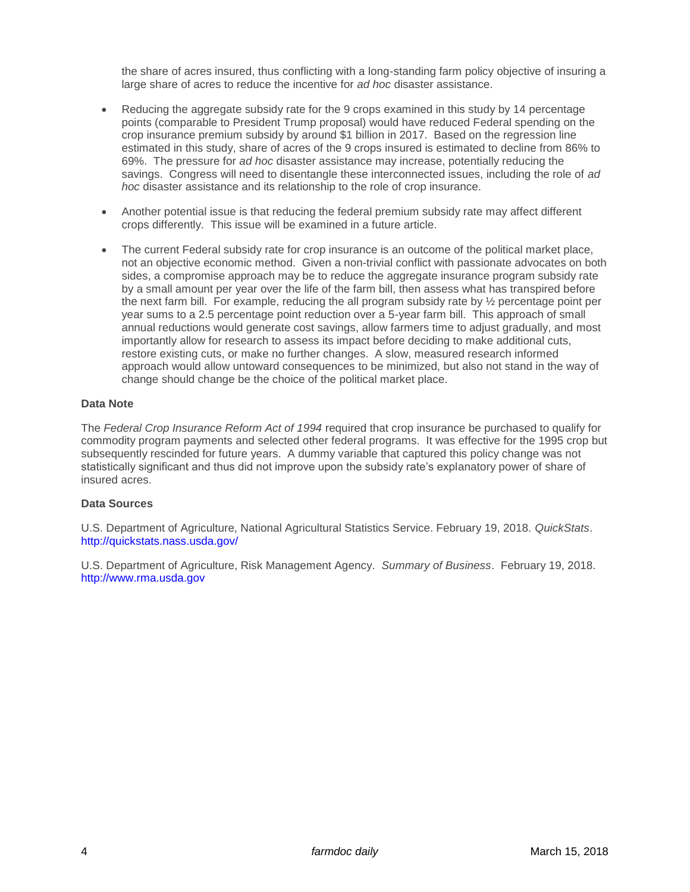the share of acres insured, thus conflicting with a long-standing farm policy objective of insuring a large share of acres to reduce the incentive for *ad hoc* disaster assistance.

- Reducing the aggregate subsidy rate for the 9 crops examined in this study by 14 percentage points (comparable to President Trump proposal) would have reduced Federal spending on the crop insurance premium subsidy by around $1 billion in 2017. Based on the regression line estimated in this study, share of acres of the 9 crops insured is estimated to decline from 86% to 69%. The pressure for *ad hoc* disaster assistance may increase, potentially reducing the savings. Congress will need to disentangle these interconnected issues, including the role of *ad hoc* disaster assistance and its relationship to the role of crop insurance.

- Another potential issue is that reducing the federal premium subsidy rate may affect different crops differently. This issue will be examined in a future article.

- The current Federal subsidy rate for crop insurance is an outcome of the political market place, not an objective economic method. Given a non-trivial conflict with passionate advocates on both sides, a compromise approach may be to reduce the aggregate insurance program subsidy rate by a small amount per year over the life of the farm bill, then assess what has transpired before the next farm bill. For example, reducing the all program subsidy rate by ½ percentage point per year sums to a 2.5 percentage point reduction over a 5-year farm bill. This approach of small annual reductions would generate cost savings, allow farmers time to adjust gradually, and most importantly allow for research to assess its impact before deciding to make additional cuts, restore existing cuts, or make no further changes. A slow, measured research informed approach would allow untoward consequences to be minimized, but also not stand in the way of change should change be the choice of the political market place.

### Data Note

The *Federal Crop Insurance Reform Act of 1994* required that crop insurance be purchased to qualify for commodity program payments and selected other federal programs. It was effective for the 1995 crop but subsequently rescinded for future years. A dummy variable that captured this policy change was not statistically significant and thus did not improve upon the subsidy rate's explanatory power of share of insured acres.

### Data Sources

U.S. Department of Agriculture, National Agricultural Statistics Service. February 19, 2018. *QuickStats*. http://quickstats.nass.usda.gov/

U.S. Department of Agriculture, Risk Management Agency. *Summary of Business*. February 19, 2018. http://www.rma.usda.gov